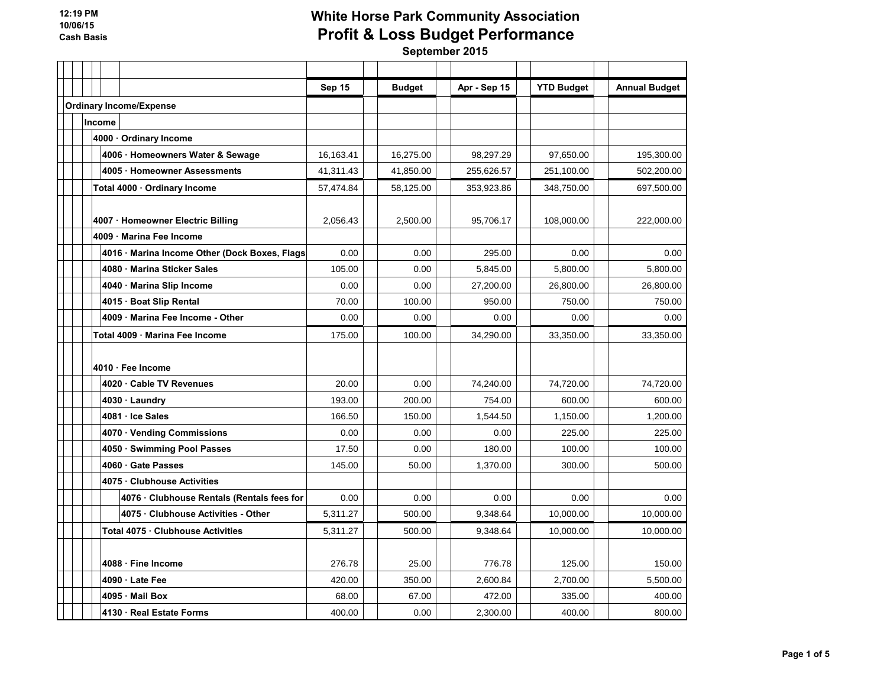12:19 PM
10/06/15
Cash Basis

# White Horse Park Community Association
## Profit & Loss Budget Performance
### September 2015

| | Sep 15 | Budget | Apr - Sep 15 | YTD Budget | Annual Budget |
|---|---|---|---|---|---|
| **Ordinary Income/Expense** | | | | | |
| **Income** | | | | | |
| **4000 · Ordinary Income** | | | | | |
| **4006 · Homeowners Water & Sewage** | 16,163.41 | 16,275.00 | 98,297.29 | 97,650.00 | 195,300.00 |
| **4005 · Homeowner Assessments** | 41,311.43 | 41,850.00 | 255,626.57 | 251,100.00 | 502,200.00 |
| **Total 4000 · Ordinary Income** | 57,474.84 | 58,125.00 | 353,923.86 | 348,750.00 | 697,500.00 |
| **4007 · Homeowner Electric Billing** | 2,056.43 | 2,500.00 | 95,706.17 | 108,000.00 | 222,000.00 |
| **4009 · Marina Fee Income** | | | | | |
| **4016 · Marina Income Other (Dock Boxes, Flags** | 0.00 | 0.00 | 295.00 | 0.00 | 0.00 |
| **4080 · Marina Sticker Sales** | 105.00 | 0.00 | 5,845.00 | 5,800.00 | 5,800.00 |
| **4040 · Marina Slip Income** | 0.00 | 0.00 | 27,200.00 | 26,800.00 | 26,800.00 |
| **4015 · Boat Slip Rental** | 70.00 | 100.00 | 950.00 | 750.00 | 750.00 |
| **4009 · Marina Fee Income - Other** | 0.00 | 0.00 | 0.00 | 0.00 | 0.00 |
| **Total 4009 · Marina Fee Income** | 175.00 | 100.00 | 34,290.00 | 33,350.00 | 33,350.00 |
| **4010 · Fee Income** | | | | | |
| **4020 · Cable TV Revenues** | 20.00 | 0.00 | 74,240.00 | 74,720.00 | 74,720.00 |
| **4030 · Laundry** | 193.00 | 200.00 | 754.00 | 600.00 | 600.00 |
| **4081 · Ice Sales** | 166.50 | 150.00 | 1,544.50 | 1,150.00 | 1,200.00 |
| **4070 · Vending Commissions** | 0.00 | 0.00 | 0.00 | 225.00 | 225.00 |
| **4050 · Swimming Pool Passes** | 17.50 | 0.00 | 180.00 | 100.00 | 100.00 |
| **4060 · Gate Passes** | 145.00 | 50.00 | 1,370.00 | 300.00 | 500.00 |
| **4075 · Clubhouse Activities** | | | | | |
| **4076 · Clubhouse Rentals (Rentals fees for** | 0.00 | 0.00 | 0.00 | 0.00 | 0.00 |
| **4075 · Clubhouse Activities - Other** | 5,311.27 | 500.00 | 9,348.64 | 10,000.00 | 10,000.00 |
| **Total 4075 · Clubhouse Activities** | 5,311.27 | 500.00 | 9,348.64 | 10,000.00 | 10,000.00 |
| **4088 · Fine Income** | 276.78 | 25.00 | 776.78 | 125.00 | 150.00 |
| **4090 · Late Fee** | 420.00 | 350.00 | 2,600.84 | 2,700.00 | 5,500.00 |
| **4095 · Mail Box** | 68.00 | 67.00 | 472.00 | 335.00 | 400.00 |
| **4130 · Real Estate Forms** | 400.00 | 0.00 | 2,300.00 | 400.00 | 800.00 |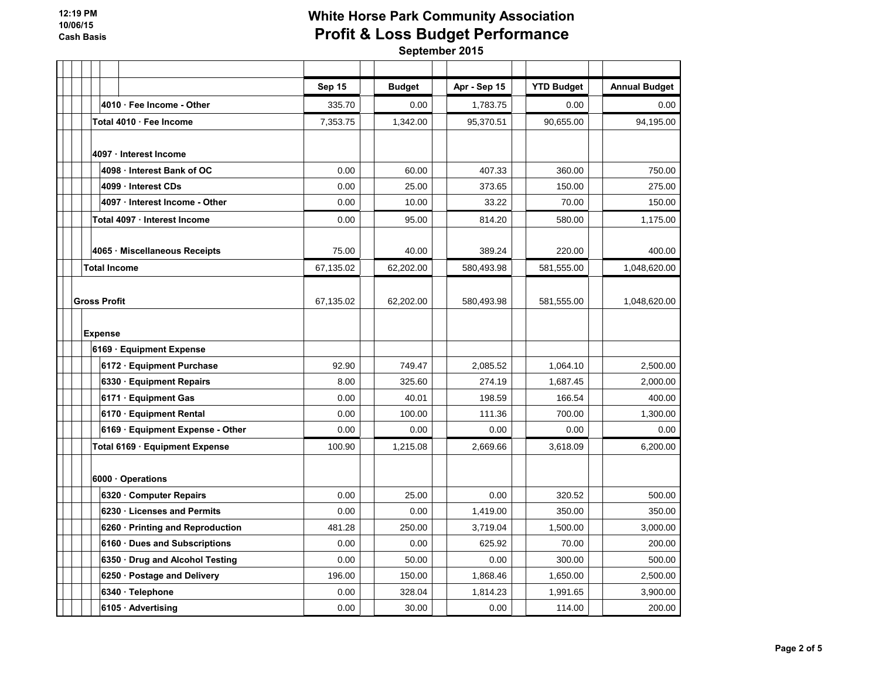# White Horse Park Community Association
## Profit & Loss Budget Performance
### September 2015

12:19 PM
10/06/15
Cash Basis

| | Sep 15 | Budget | Apr - Sep 15 | YTD Budget | Annual Budget |
|---|---|---|---|---|---|
| 4010 · Fee Income - Other | 335.70 | 0.00 | 1,783.75 | 0.00 | 0.00 |
| Total 4010 · Fee Income | 7,353.75 | 1,342.00 | 95,370.51 | 90,655.00 | 94,195.00 |
| 4097 · Interest Income | | | | | |
| 4098 · Interest Bank of OC | 0.00 | 60.00 | 407.33 | 360.00 | 750.00 |
| 4099 · Interest CDs | 0.00 | 25.00 | 373.65 | 150.00 | 275.00 |
| 4097 · Interest Income - Other | 0.00 | 10.00 | 33.22 | 70.00 | 150.00 |
| Total 4097 · Interest Income | 0.00 | 95.00 | 814.20 | 580.00 | 1,175.00 |
| 4065 · Miscellaneous Receipts | 75.00 | 40.00 | 389.24 | 220.00 | 400.00 |
| Total Income | 67,135.02 | 62,202.00 | 580,493.98 | 581,555.00 | 1,048,620.00 |
| Gross Profit | 67,135.02 | 62,202.00 | 580,493.98 | 581,555.00 | 1,048,620.00 |
| Expense | | | | | |
| 6169 · Equipment Expense | | | | | |
| 6172 · Equipment Purchase | 92.90 | 749.47 | 2,085.52 | 1,064.10 | 2,500.00 |
| 6330 · Equipment Repairs | 8.00 | 325.60 | 274.19 | 1,687.45 | 2,000.00 |
| 6171 · Equipment Gas | 0.00 | 40.01 | 198.59 | 166.54 | 400.00 |
| 6170 · Equipment Rental | 0.00 | 100.00 | 111.36 | 700.00 | 1,300.00 |
| 6169 · Equipment Expense - Other | 0.00 | 0.00 | 0.00 | 0.00 | 0.00 |
| Total 6169 · Equipment Expense | 100.90 | 1,215.08 | 2,669.66 | 3,618.09 | 6,200.00 |
| 6000 · Operations | | | | | |
| 6320 · Computer Repairs | 0.00 | 25.00 | 0.00 | 320.52 | 500.00 |
| 6230 · Licenses and Permits | 0.00 | 0.00 | 1,419.00 | 350.00 | 350.00 |
| 6260 · Printing and Reproduction | 481.28 | 250.00 | 3,719.04 | 1,500.00 | 3,000.00 |
| 6160 · Dues and Subscriptions | 0.00 | 0.00 | 625.92 | 70.00 | 200.00 |
| 6350 · Drug and Alcohol Testing | 0.00 | 50.00 | 0.00 | 300.00 | 500.00 |
| 6250 · Postage and Delivery | 196.00 | 150.00 | 1,868.46 | 1,650.00 | 2,500.00 |
| 6340 · Telephone | 0.00 | 328.04 | 1,814.23 | 1,991.65 | 3,900.00 |
| 6105 · Advertising | 0.00 | 30.00 | 0.00 | 114.00 | 200.00 |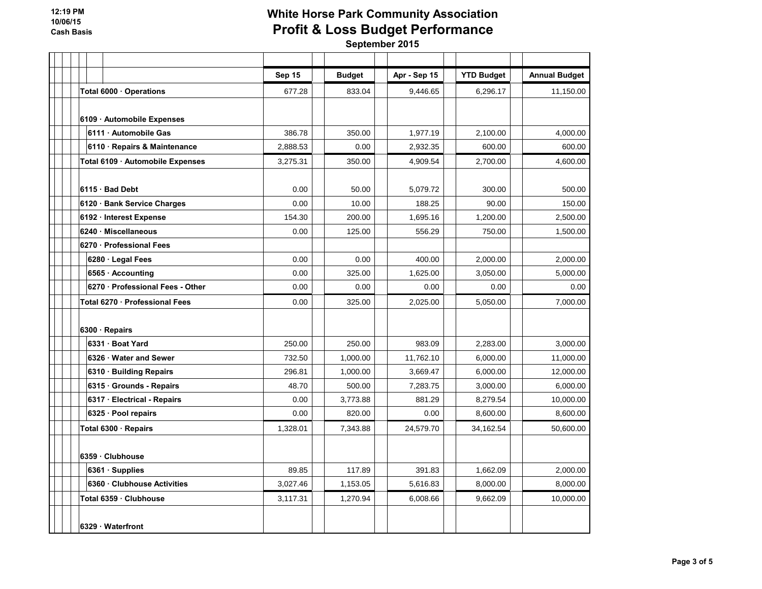# White Horse Park Community Association
## Profit & Loss Budget Performance
### September 2015

12:19 PM
10/06/15
Cash Basis

| | Sep 15 | Budget | Apr - Sep 15 | YTD Budget | Annual Budget |
|---|---|---|---|---|---|
| **Total 6000 · Operations** | 677.28 | 833.04 | 9,446.65 | 6,296.17 | 11,150.00 |
| **6109 · Automobile Expenses** | | | | | |
| 6111 · Automobile Gas | 386.78 | 350.00 | 1,977.19 | 2,100.00 | 4,000.00 |
| 6110 · Repairs & Maintenance | 2,888.53 | 0.00 | 2,932.35 | 600.00 | 600.00 |
| **Total 6109 · Automobile Expenses** | 3,275.31 | 350.00 | 4,909.54 | 2,700.00 | 4,600.00 |
| **6115 · Bad Debt** | 0.00 | 50.00 | 5,079.72 | 300.00 | 500.00 |
| **6120 · Bank Service Charges** | 0.00 | 10.00 | 188.25 | 90.00 | 150.00 |
| **6192 · Interest Expense** | 154.30 | 200.00 | 1,695.16 | 1,200.00 | 2,500.00 |
| **6240 · Miscellaneous** | 0.00 | 125.00 | 556.29 | 750.00 | 1,500.00 |
| **6270 · Professional Fees** | | | | | |
| 6280 · Legal Fees | 0.00 | 0.00 | 400.00 | 2,000.00 | 2,000.00 |
| 6565 · Accounting | 0.00 | 325.00 | 1,625.00 | 3,050.00 | 5,000.00 |
| 6270 · Professional Fees - Other | 0.00 | 0.00 | 0.00 | 0.00 | 0.00 |
| **Total 6270 · Professional Fees** | 0.00 | 325.00 | 2,025.00 | 5,050.00 | 7,000.00 |
| **6300 · Repairs** | | | | | |
| 6331 · Boat Yard | 250.00 | 250.00 | 983.09 | 2,283.00 | 3,000.00 |
| 6326 · Water and Sewer | 732.50 | 1,000.00 | 11,762.10 | 6,000.00 | 11,000.00 |
| 6310 · Building Repairs | 296.81 | 1,000.00 | 3,669.47 | 6,000.00 | 12,000.00 |
| 6315 · Grounds - Repairs | 48.70 | 500.00 | 7,283.75 | 3,000.00 | 6,000.00 |
| 6317 · Electrical - Repairs | 0.00 | 3,773.88 | 881.29 | 8,279.54 | 10,000.00 |
| 6325 · Pool repairs | 0.00 | 820.00 | 0.00 | 8,600.00 | 8,600.00 |
| **Total 6300 · Repairs** | 1,328.01 | 7,343.88 | 24,579.70 | 34,162.54 | 50,600.00 |
| **6359 · Clubhouse** | | | | | |
| 6361 · Supplies | 89.85 | 117.89 | 391.83 | 1,662.09 | 2,000.00 |
| 6360 · Clubhouse Activities | 3,027.46 | 1,153.05 | 5,616.83 | 8,000.00 | 8,000.00 |
| **Total 6359 · Clubhouse** | 3,117.31 | 1,270.94 | 6,008.66 | 9,662.09 | 10,000.00 |
| **6329 · Waterfront** | | | | | |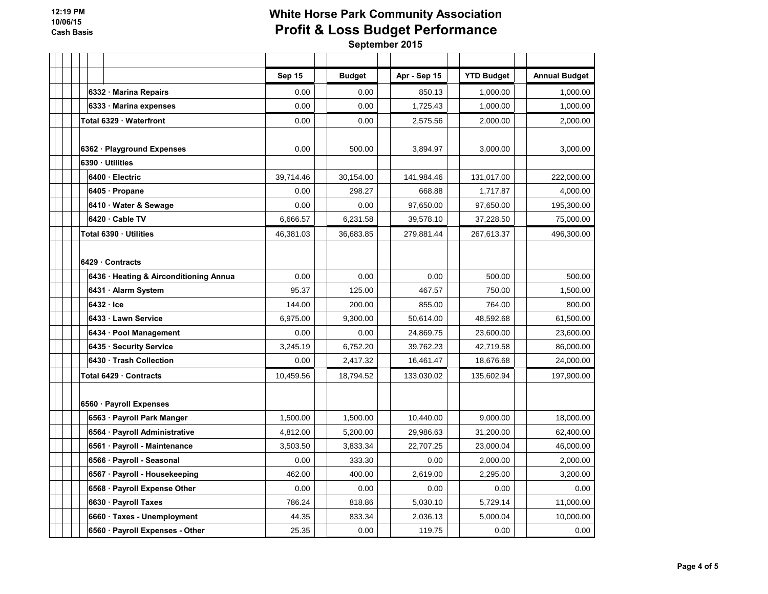# White Horse Park Community Association

## Profit & Loss Budget Performance

**September 2015**

12:19 PM
10/06/15
Cash Basis

| | Sep 15 | Budget | Apr - Sep 15 | YTD Budget | Annual Budget |
|---|---|---|---|---|---|
| 6332 · Marina Repairs | 0.00 | 0.00 | 850.13 | 1,000.00 | 1,000.00 |
| 6333 · Marina expenses | 0.00 | 0.00 | 1,725.43 | 1,000.00 | 1,000.00 |
| Total 6329 · Waterfront | 0.00 | 0.00 | 2,575.56 | 2,000.00 | 2,000.00 |
| 6362 · Playground Expenses | 0.00 | 500.00 | 3,894.97 | 3,000.00 | 3,000.00 |
| 6390 · Utilities | | | | | |
| 6400 · Electric | 39,714.46 | 30,154.00 | 141,984.46 | 131,017.00 | 222,000.00 |
| 6405 · Propane | 0.00 | 298.27 | 668.88 | 1,717.87 | 4,000.00 |
| 6410 · Water & Sewage | 0.00 | 0.00 | 97,650.00 | 97,650.00 | 195,300.00 |
| 6420 · Cable TV | 6,666.57 | 6,231.58 | 39,578.10 | 37,228.50 | 75,000.00 |
| Total 6390 · Utilities | 46,381.03 | 36,683.85 | 279,881.44 | 267,613.37 | 496,300.00 |
| 6429 · Contracts | | | | | |
| 6436 · Heating & Airconditioning Annua | 0.00 | 0.00 | 0.00 | 500.00 | 500.00 |
| 6431 · Alarm System | 95.37 | 125.00 | 467.57 | 750.00 | 1,500.00 |
| 6432 · Ice | 144.00 | 200.00 | 855.00 | 764.00 | 800.00 |
| 6433 · Lawn Service | 6,975.00 | 9,300.00 | 50,614.00 | 48,592.68 | 61,500.00 |
| 6434 · Pool Management | 0.00 | 0.00 | 24,869.75 | 23,600.00 | 23,600.00 |
| 6435 · Security Service | 3,245.19 | 6,752.20 | 39,762.23 | 42,719.58 | 86,000.00 |
| 6430 · Trash Collection | 0.00 | 2,417.32 | 16,461.47 | 18,676.68 | 24,000.00 |
| Total 6429 · Contracts | 10,459.56 | 18,794.52 | 133,030.02 | 135,602.94 | 197,900.00 |
| 6560 · Payroll Expenses | | | | | |
| 6563 · Payroll Park Manger | 1,500.00 | 1,500.00 | 10,440.00 | 9,000.00 | 18,000.00 |
| 6564 · Payroll Administrative | 4,812.00 | 5,200.00 | 29,986.63 | 31,200.00 | 62,400.00 |
| 6561 · Payroll - Maintenance | 3,503.50 | 3,833.34 | 22,707.25 | 23,000.04 | 46,000.00 |
| 6566 · Payroll - Seasonal | 0.00 | 333.30 | 0.00 | 2,000.00 | 2,000.00 |
| 6567 · Payroll - Housekeeping | 462.00 | 400.00 | 2,619.00 | 2,295.00 | 3,200.00 |
| 6568 · Payroll Expense Other | 0.00 | 0.00 | 0.00 | 0.00 | 0.00 |
| 6630 · Payroll Taxes | 786.24 | 818.86 | 5,030.10 | 5,729.14 | 11,000.00 |
| 6660 · Taxes - Unemployment | 44.35 | 833.34 | 2,036.13 | 5,000.04 | 10,000.00 |
| 6560 · Payroll Expenses - Other | 25.35 | 0.00 | 119.75 | 0.00 | 0.00 |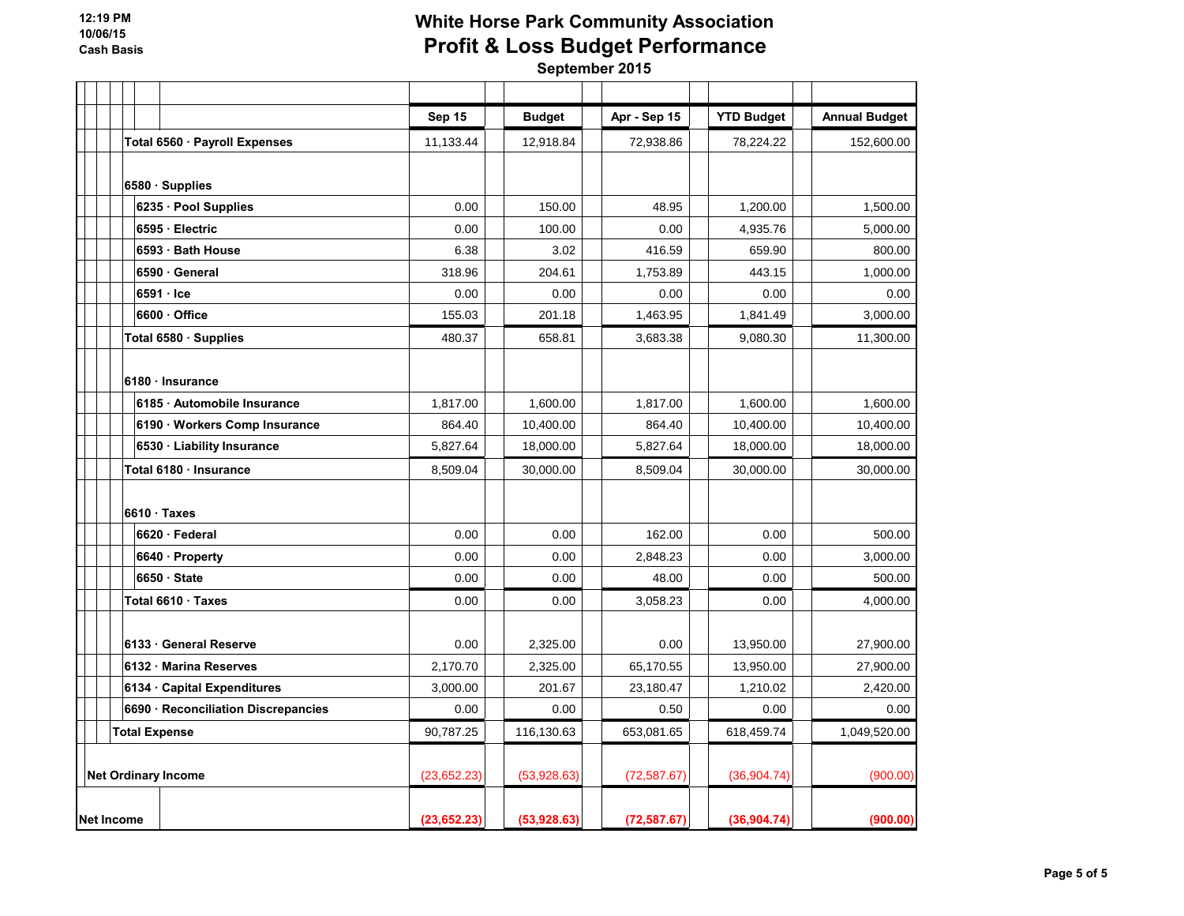12:19 PM
10/06/15
Cash Basis

# White Horse Park Community Association
## Profit & Loss Budget Performance
### September 2015

| | Sep 15 | Budget | Apr - Sep 15 | YTD Budget | Annual Budget |
|---|---|---|---|---|---|
| **Total 6560 · Payroll Expenses** | 11,133.44 | 12,918.84 | 72,938.86 | 78,224.22 | 152,600.00 |
| **6580 · Supplies** | | | | | |
| **6235 · Pool Supplies** | 0.00 | 150.00 | 48.95 | 1,200.00 | 1,500.00 |
| **6595 · Electric** | 0.00 | 100.00 | 0.00 | 4,935.76 | 5,000.00 |
| **6593 · Bath House** | 6.38 | 3.02 | 416.59 | 659.90 | 800.00 |
| **6590 · General** | 318.96 | 204.61 | 1,753.89 | 443.15 | 1,000.00 |
| **6591 · Ice** | 0.00 | 0.00 | 0.00 | 0.00 | 0.00 |
| **6600 · Office** | 155.03 | 201.18 | 1,463.95 | 1,841.49 | 3,000.00 |
| **Total 6580 · Supplies** | 480.37 | 658.81 | 3,683.38 | 9,080.30 | 11,300.00 |
| **6180 · Insurance** | | | | | |
| **6185 · Automobile Insurance** | 1,817.00 | 1,600.00 | 1,817.00 | 1,600.00 | 1,600.00 |
| **6190 · Workers Comp Insurance** | 864.40 | 10,400.00 | 864.40 | 10,400.00 | 10,400.00 |
| **6530 · Liability Insurance** | 5,827.64 | 18,000.00 | 5,827.64 | 18,000.00 | 18,000.00 |
| **Total 6180 · Insurance** | 8,509.04 | 30,000.00 | 8,509.04 | 30,000.00 | 30,000.00 |
| **6610 · Taxes** | | | | | |
| **6620 · Federal** | 0.00 | 0.00 | 162.00 | 0.00 | 500.00 |
| **6640 · Property** | 0.00 | 0.00 | 2,848.23 | 0.00 | 3,000.00 |
| **6650 · State** | 0.00 | 0.00 | 48.00 | 0.00 | 500.00 |
| **Total 6610 · Taxes** | 0.00 | 0.00 | 3,058.23 | 0.00 | 4,000.00 |
| **6133 · General Reserve** | 0.00 | 2,325.00 | 0.00 | 13,950.00 | 27,900.00 |
| **6132 · Marina Reserves** | 2,170.70 | 2,325.00 | 65,170.55 | 13,950.00 | 27,900.00 |
| **6134 · Capital Expenditures** | 3,000.00 | 201.67 | 23,180.47 | 1,210.02 | 2,420.00 |
| **6690 · Reconciliation Discrepancies** | 0.00 | 0.00 | 0.50 | 0.00 | 0.00 |
| **Total Expense** | 90,787.25 | 116,130.63 | 653,081.65 | 618,459.74 | 1,049,520.00 |
| **Net Ordinary Income** | (23,652.23) | (53,928.63) | (72,587.67) | (36,904.74) | (900.00) |
| **Net Income** | **(23,652.23)** | **(53,928.63)** | **(72,587.67)** | **(36,904.74)** | **(900.00)** |